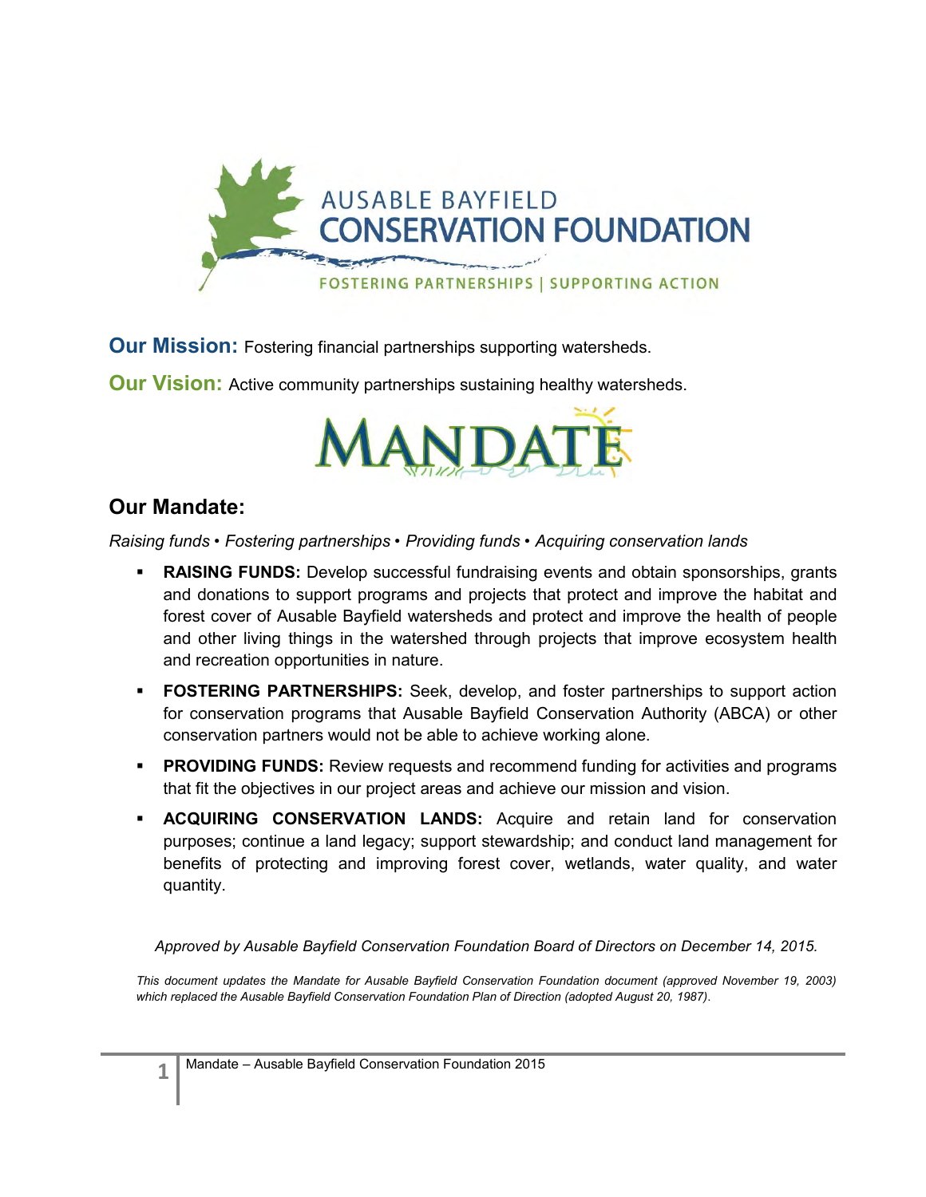AUSABLE BAYFIELD
CONSERVATION FOUNDATION

FOSTERING PARTNERSHIPS | SUPPORTING ACTION

**Our Mission:** Fostering financial partnerships supporting watersheds.

**Our Vision:** Active community partnerships sustaining healthy watersheds.

MANDATE

## Our Mandate:

*Raising funds • Fostering partnerships • Providing funds • Acquiring conservation lands*

- **RAISING FUNDS:** Develop successful fundraising events and obtain sponsorships, grants and donations to support programs and projects that protect and improve the habitat and forest cover of Ausable Bayfield watersheds and protect and improve the health of people and other living things in the watershed through projects that improve ecosystem health and recreation opportunities in nature.
- **FOSTERING PARTNERSHIPS:** Seek, develop, and foster partnerships to support action for conservation programs that Ausable Bayfield Conservation Authority (ABCA) or other conservation partners would not be able to achieve working alone.
- **PROVIDING FUNDS:** Review requests and recommend funding for activities and programs that fit the objectives in our project areas and achieve our mission and vision.
- **ACQUIRING CONSERVATION LANDS:** Acquire and retain land for conservation purposes; continue a land legacy; support stewardship; and conduct land management for benefits of protecting and improving forest cover, wetlands, water quality, and water quantity.

*Approved by Ausable Bayfield Conservation Foundation Board of Directors on December 14, 2015.*

*This document updates the Mandate for Ausable Bayfield Conservation Foundation document (approved November 19, 2003) which replaced the Ausable Bayfield Conservation Foundation Plan of Direction (adopted August 20, 1987).*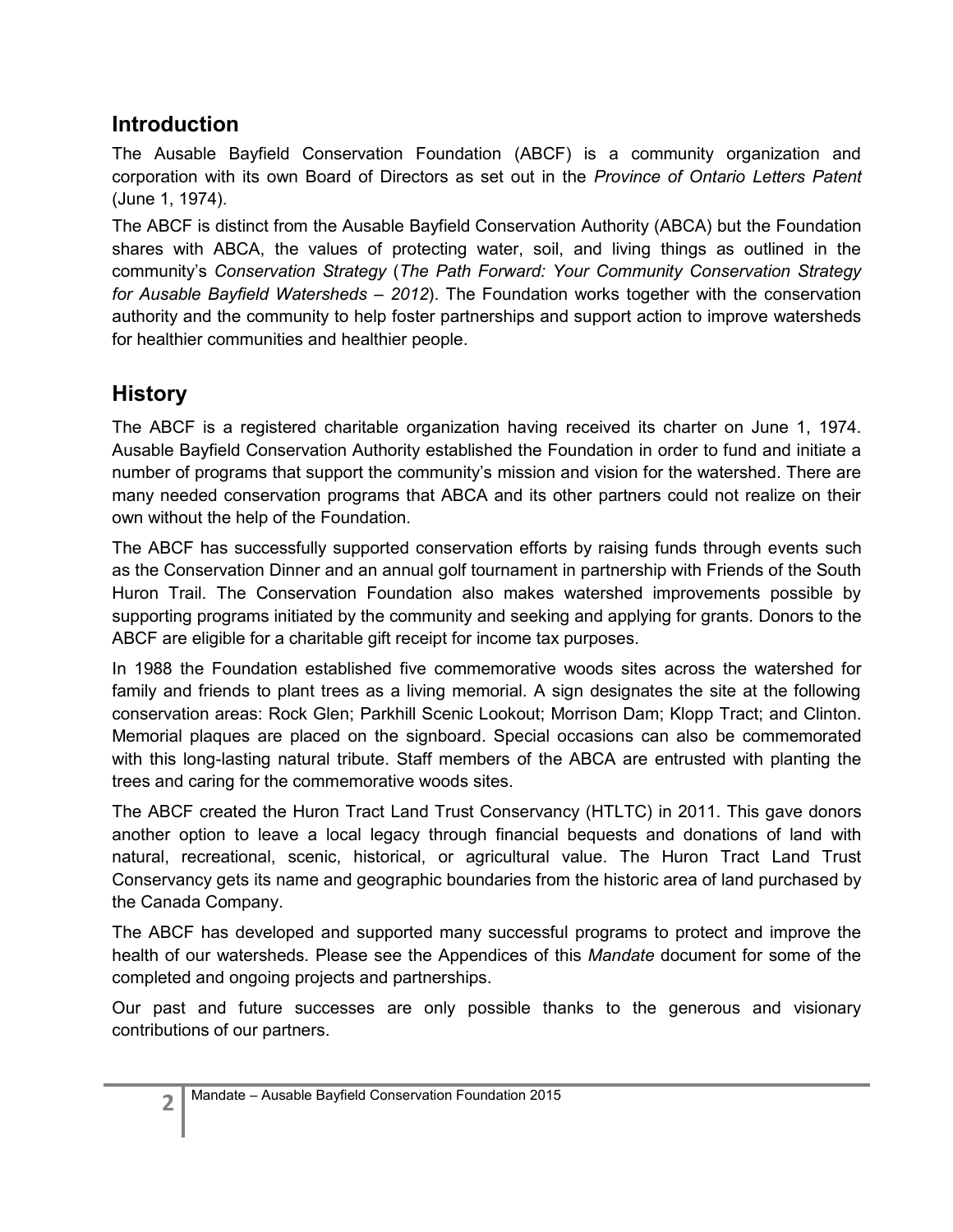## Introduction

The Ausable Bayfield Conservation Foundation (ABCF) is a community organization and corporation with its own Board of Directors as set out in the *Province of Ontario Letters Patent* (June 1, 1974).

The ABCF is distinct from the Ausable Bayfield Conservation Authority (ABCA) but the Foundation shares with ABCA, the values of protecting water, soil, and living things as outlined in the community's *Conservation Strategy* (*The Path Forward: Your Community Conservation Strategy for Ausable Bayfield Watersheds – 2012*). The Foundation works together with the conservation authority and the community to help foster partnerships and support action to improve watersheds for healthier communities and healthier people.

## History

The ABCF is a registered charitable organization having received its charter on June 1, 1974. Ausable Bayfield Conservation Authority established the Foundation in order to fund and initiate a number of programs that support the community's mission and vision for the watershed. There are many needed conservation programs that ABCA and its other partners could not realize on their own without the help of the Foundation.

The ABCF has successfully supported conservation efforts by raising funds through events such as the Conservation Dinner and an annual golf tournament in partnership with Friends of the South Huron Trail. The Conservation Foundation also makes watershed improvements possible by supporting programs initiated by the community and seeking and applying for grants. Donors to the ABCF are eligible for a charitable gift receipt for income tax purposes.

In 1988 the Foundation established five commemorative woods sites across the watershed for family and friends to plant trees as a living memorial. A sign designates the site at the following conservation areas: Rock Glen; Parkhill Scenic Lookout; Morrison Dam; Klopp Tract; and Clinton. Memorial plaques are placed on the signboard. Special occasions can also be commemorated with this long-lasting natural tribute. Staff members of the ABCA are entrusted with planting the trees and caring for the commemorative woods sites.

The ABCF created the Huron Tract Land Trust Conservancy (HTLTC) in 2011. This gave donors another option to leave a local legacy through financial bequests and donations of land with natural, recreational, scenic, historical, or agricultural value. The Huron Tract Land Trust Conservancy gets its name and geographic boundaries from the historic area of land purchased by the Canada Company.

The ABCF has developed and supported many successful programs to protect and improve the health of our watersheds. Please see the Appendices of this *Mandate* document for some of the completed and ongoing projects and partnerships.

Our past and future successes are only possible thanks to the generous and visionary contributions of our partners.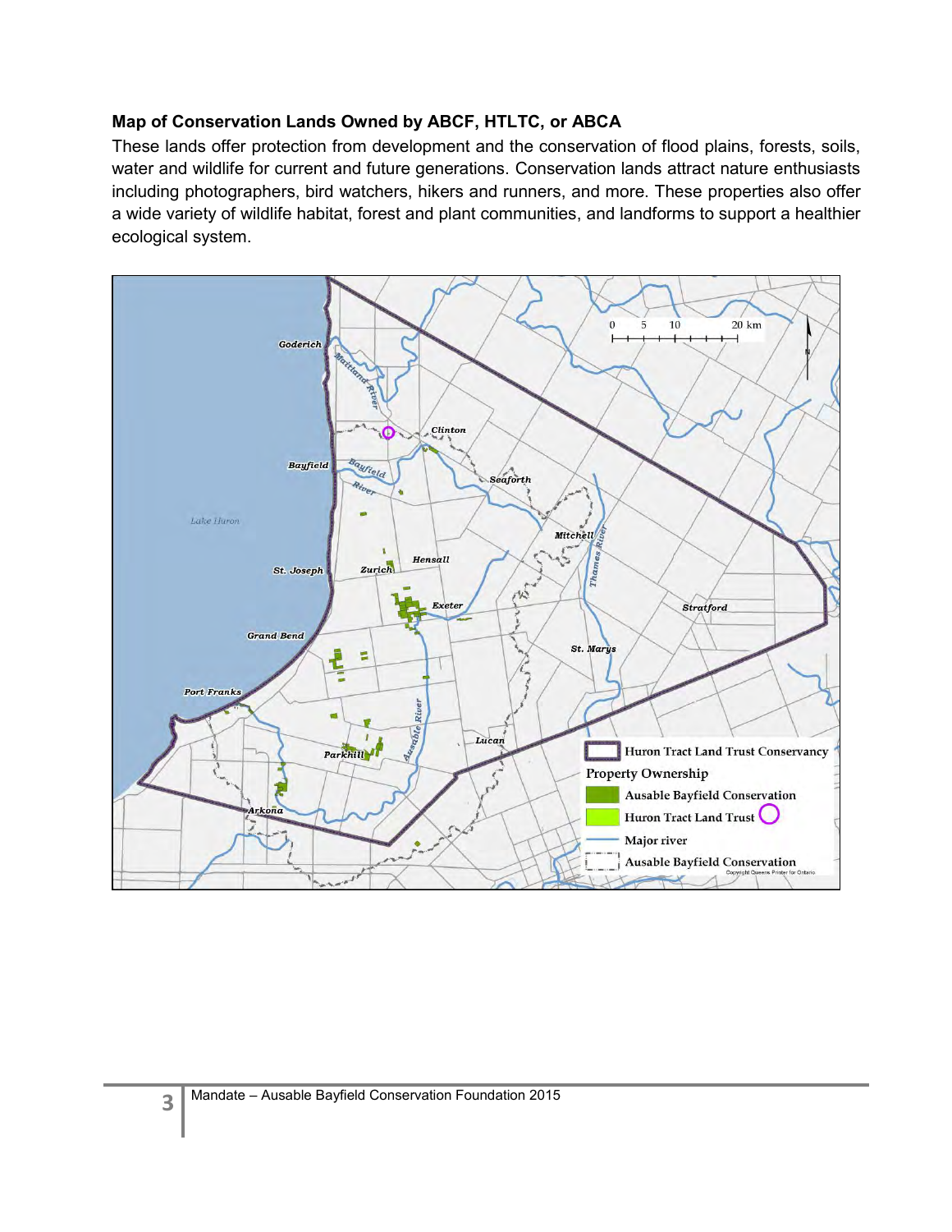**Map of Conservation Lands Owned by ABCF, HTLTC, or ABCA**

These lands offer protection from development and the conservation of flood plains, forests, soils, water and wildlife for current and future generations. Conservation lands attract nature enthusiasts including photographers, bird watchers, hikers and runners, and more. These properties also offer a wide variety of wildlife habitat, forest and plant communities, and landforms to support a healthier ecological system.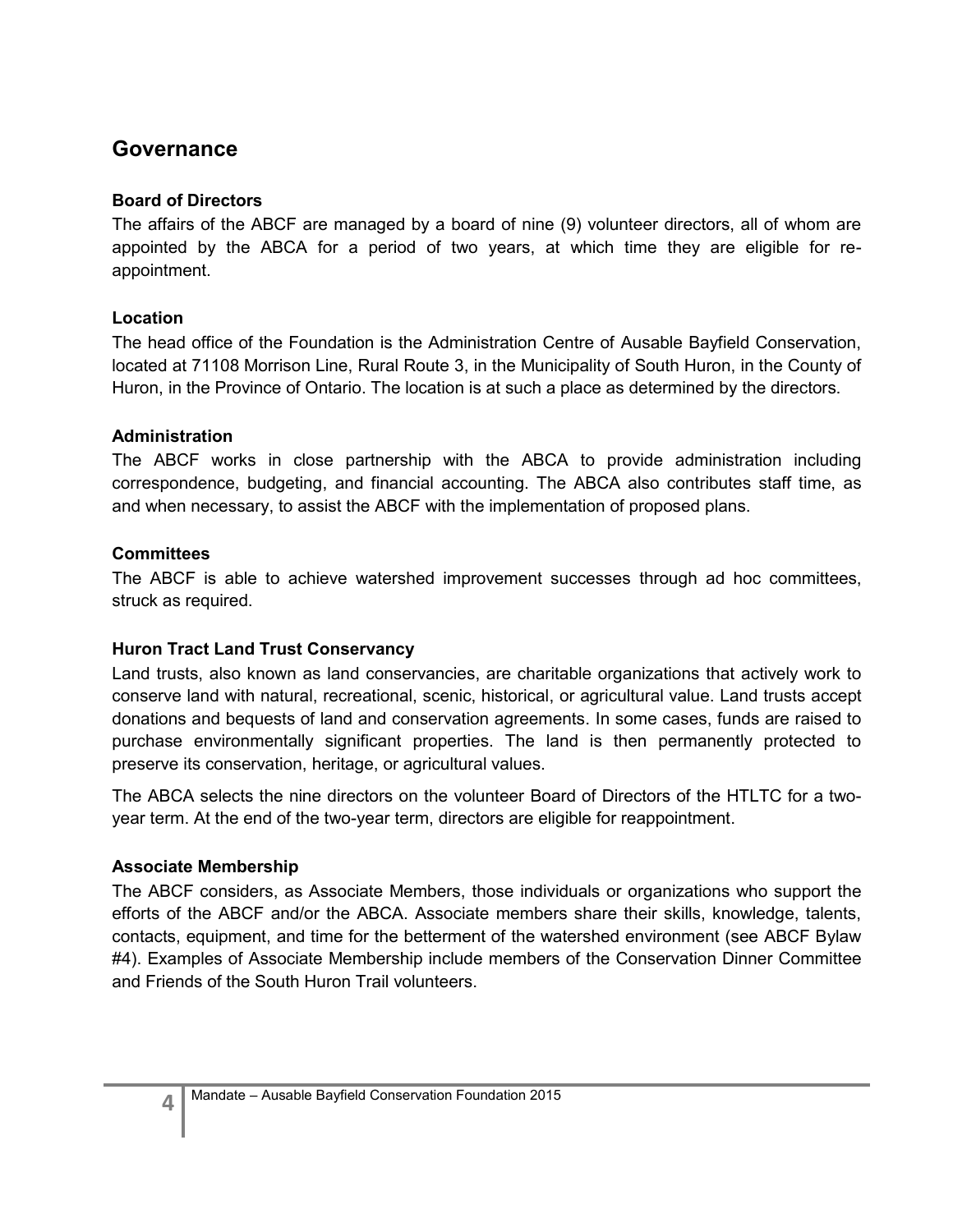## Governance

### Board of Directors

The affairs of the ABCF are managed by a board of nine (9) volunteer directors, all of whom are appointed by the ABCA for a period of two years, at which time they are eligible for re-appointment.

### Location

The head office of the Foundation is the Administration Centre of Ausable Bayfield Conservation, located at 71108 Morrison Line, Rural Route 3, in the Municipality of South Huron, in the County of Huron, in the Province of Ontario. The location is at such a place as determined by the directors.

### Administration

The ABCF works in close partnership with the ABCA to provide administration including correspondence, budgeting, and financial accounting. The ABCA also contributes staff time, as and when necessary, to assist the ABCF with the implementation of proposed plans.

### Committees

The ABCF is able to achieve watershed improvement successes through ad hoc committees, struck as required.

### Huron Tract Land Trust Conservancy

Land trusts, also known as land conservancies, are charitable organizations that actively work to conserve land with natural, recreational, scenic, historical, or agricultural value. Land trusts accept donations and bequests of land and conservation agreements. In some cases, funds are raised to purchase environmentally significant properties. The land is then permanently protected to preserve its conservation, heritage, or agricultural values.

The ABCA selects the nine directors on the volunteer Board of Directors of the HTLTC for a two-year term. At the end of the two-year term, directors are eligible for reappointment.

### Associate Membership

The ABCF considers, as Associate Members, those individuals or organizations who support the efforts of the ABCF and/or the ABCA. Associate members share their skills, knowledge, talents, contacts, equipment, and time for the betterment of the watershed environment (see ABCF Bylaw #4). Examples of Associate Membership include members of the Conservation Dinner Committee and Friends of the South Huron Trail volunteers.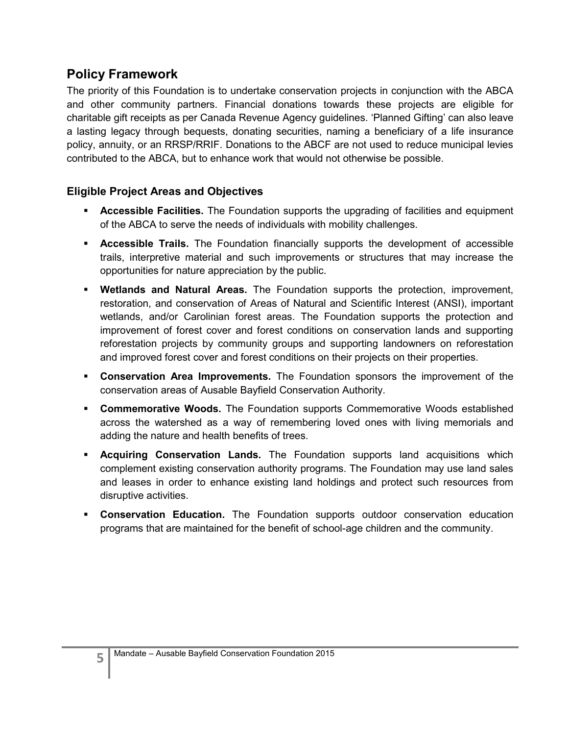## Policy Framework

The priority of this Foundation is to undertake conservation projects in conjunction with the ABCA and other community partners. Financial donations towards these projects are eligible for charitable gift receipts as per Canada Revenue Agency guidelines. 'Planned Gifting' can also leave a lasting legacy through bequests, donating securities, naming a beneficiary of a life insurance policy, annuity, or an RRSP/RRIF. Donations to the ABCF are not used to reduce municipal levies contributed to the ABCA, but to enhance work that would not otherwise be possible.

### Eligible Project Areas and Objectives

- **Accessible Facilities.** The Foundation supports the upgrading of facilities and equipment of the ABCA to serve the needs of individuals with mobility challenges.
- **Accessible Trails.** The Foundation financially supports the development of accessible trails, interpretive material and such improvements or structures that may increase the opportunities for nature appreciation by the public.
- **Wetlands and Natural Areas.** The Foundation supports the protection, improvement, restoration, and conservation of Areas of Natural and Scientific Interest (ANSI), important wetlands, and/or Carolinian forest areas. The Foundation supports the protection and improvement of forest cover and forest conditions on conservation lands and supporting reforestation projects by community groups and supporting landowners on reforestation and improved forest cover and forest conditions on their projects on their properties.
- **Conservation Area Improvements.** The Foundation sponsors the improvement of the conservation areas of Ausable Bayfield Conservation Authority.
- **Commemorative Woods.** The Foundation supports Commemorative Woods established across the watershed as a way of remembering loved ones with living memorials and adding the nature and health benefits of trees.
- **Acquiring Conservation Lands.** The Foundation supports land acquisitions which complement existing conservation authority programs. The Foundation may use land sales and leases in order to enhance existing land holdings and protect such resources from disruptive activities.
- **Conservation Education.** The Foundation supports outdoor conservation education programs that are maintained for the benefit of school-age children and the community.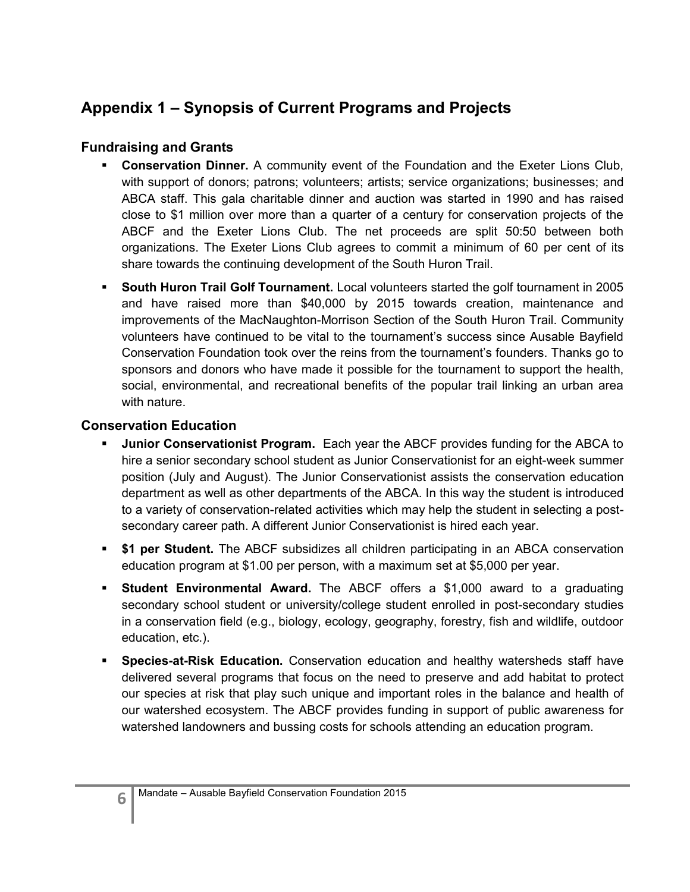# Appendix 1 – Synopsis of Current Programs and Projects

## Fundraising and Grants

- **Conservation Dinner.** A community event of the Foundation and the Exeter Lions Club, with support of donors; patrons; volunteers; artists; service organizations; businesses; and ABCA staff. This gala charitable dinner and auction was started in 1990 and has raised close to $1 million over more than a quarter of a century for conservation projects of the ABCF and the Exeter Lions Club. The net proceeds are split 50:50 between both organizations. The Exeter Lions Club agrees to commit a minimum of 60 per cent of its share towards the continuing development of the South Huron Trail.
- **South Huron Trail Golf Tournament.** Local volunteers started the golf tournament in 2005 and have raised more than $40,000 by 2015 towards creation, maintenance and improvements of the MacNaughton-Morrison Section of the South Huron Trail. Community volunteers have continued to be vital to the tournament's success since Ausable Bayfield Conservation Foundation took over the reins from the tournament's founders. Thanks go to sponsors and donors who have made it possible for the tournament to support the health, social, environmental, and recreational benefits of the popular trail linking an urban area with nature.

## Conservation Education

- **Junior Conservationist Program.** Each year the ABCF provides funding for the ABCA to hire a senior secondary school student as Junior Conservationist for an eight-week summer position (July and August). The Junior Conservationist assists the conservation education department as well as other departments of the ABCA. In this way the student is introduced to a variety of conservation-related activities which may help the student in selecting a post-secondary career path. A different Junior Conservationist is hired each year.
- **$1 per Student.** The ABCF subsidizes all children participating in an ABCA conservation education program at $1.00 per person, with a maximum set at $5,000 per year.
- **Student Environmental Award.** The ABCF offers a $1,000 award to a graduating secondary school student or university/college student enrolled in post-secondary studies in a conservation field (e.g., biology, ecology, geography, forestry, fish and wildlife, outdoor education, etc.).
- **Species-at-Risk Education.** Conservation education and healthy watersheds staff have delivered several programs that focus on the need to preserve and add habitat to protect our species at risk that play such unique and important roles in the balance and health of our watershed ecosystem. The ABCF provides funding in support of public awareness for watershed landowners and bussing costs for schools attending an education program.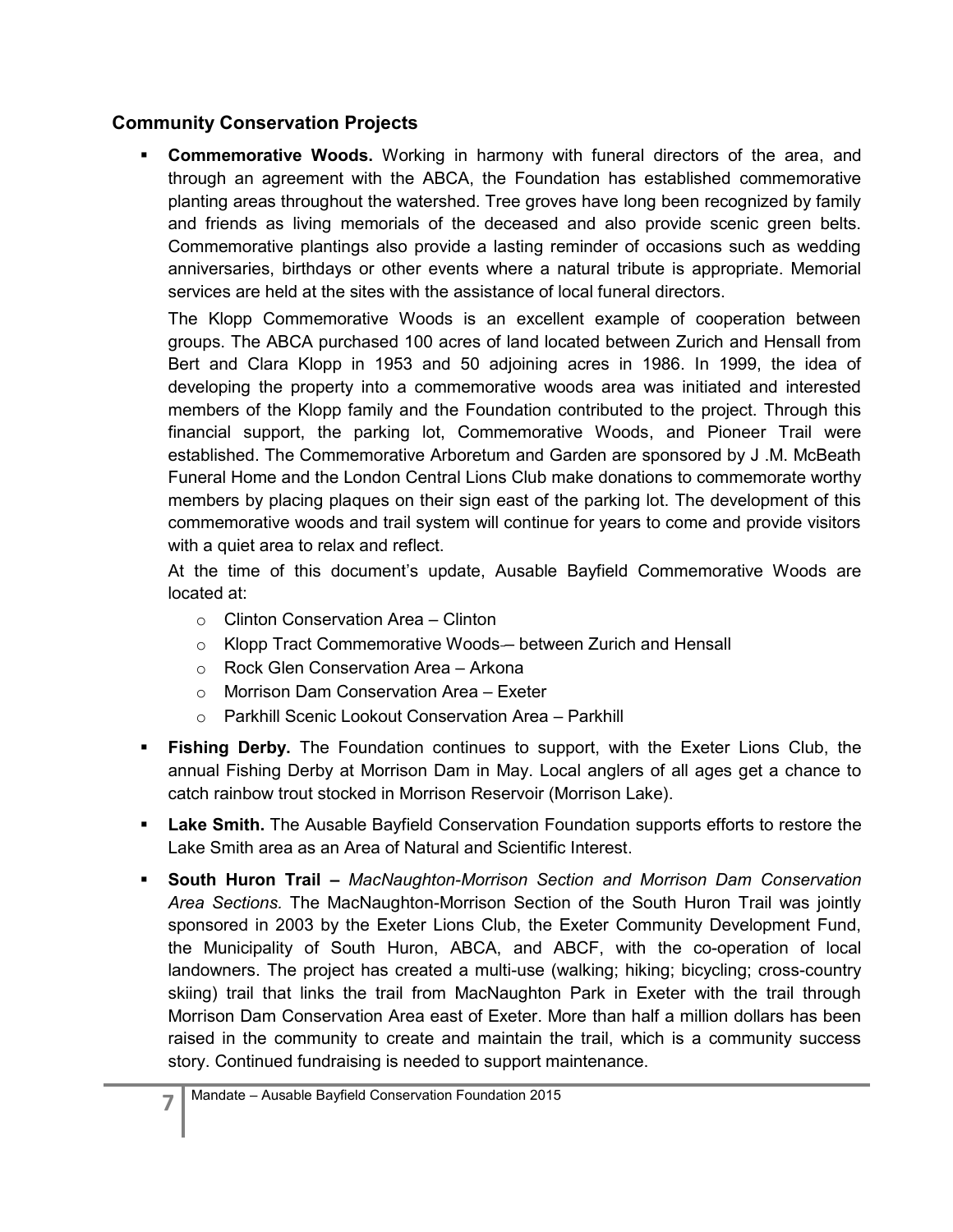## Community Conservation Projects

- **Commemorative Woods.** Working in harmony with funeral directors of the area, and through an agreement with the ABCA, the Foundation has established commemorative planting areas throughout the watershed. Tree groves have long been recognized by family and friends as living memorials of the deceased and also provide scenic green belts. Commemorative plantings also provide a lasting reminder of occasions such as wedding anniversaries, birthdays or other events where a natural tribute is appropriate. Memorial services are held at the sites with the assistance of local funeral directors.

  The Klopp Commemorative Woods is an excellent example of cooperation between groups. The ABCA purchased 100 acres of land located between Zurich and Hensall from Bert and Clara Klopp in 1953 and 50 adjoining acres in 1986. In 1999, the idea of developing the property into a commemorative woods area was initiated and interested members of the Klopp family and the Foundation contributed to the project. Through this financial support, the parking lot, Commemorative Woods, and Pioneer Trail were established. The Commemorative Arboretum and Garden are sponsored by J .M. McBeath Funeral Home and the London Central Lions Club make donations to commemorate worthy members by placing plaques on their sign east of the parking lot. The development of this commemorative woods and trail system will continue for years to come and provide visitors with a quiet area to relax and reflect.

  At the time of this document's update, Ausable Bayfield Commemorative Woods are located at:

  - Clinton Conservation Area – Clinton
  - Klopp Tract Commemorative Woods – between Zurich and Hensall
  - Rock Glen Conservation Area – Arkona
  - Morrison Dam Conservation Area – Exeter
  - Parkhill Scenic Lookout Conservation Area – Parkhill

- **Fishing Derby.** The Foundation continues to support, with the Exeter Lions Club, the annual Fishing Derby at Morrison Dam in May. Local anglers of all ages get a chance to catch rainbow trout stocked in Morrison Reservoir (Morrison Lake).

- **Lake Smith.** The Ausable Bayfield Conservation Foundation supports efforts to restore the Lake Smith area as an Area of Natural and Scientific Interest.

- **South Huron Trail –** *MacNaughton-Morrison Section and Morrison Dam Conservation Area Sections.* The MacNaughton-Morrison Section of the South Huron Trail was jointly sponsored in 2003 by the Exeter Lions Club, the Exeter Community Development Fund, the Municipality of South Huron, ABCA, and ABCF, with the co-operation of local landowners. The project has created a multi-use (walking; hiking; bicycling; cross-country skiing) trail that links the trail from MacNaughton Park in Exeter with the trail through Morrison Dam Conservation Area east of Exeter. More than half a million dollars has been raised in the community to create and maintain the trail, which is a community success story. Continued fundraising is needed to support maintenance.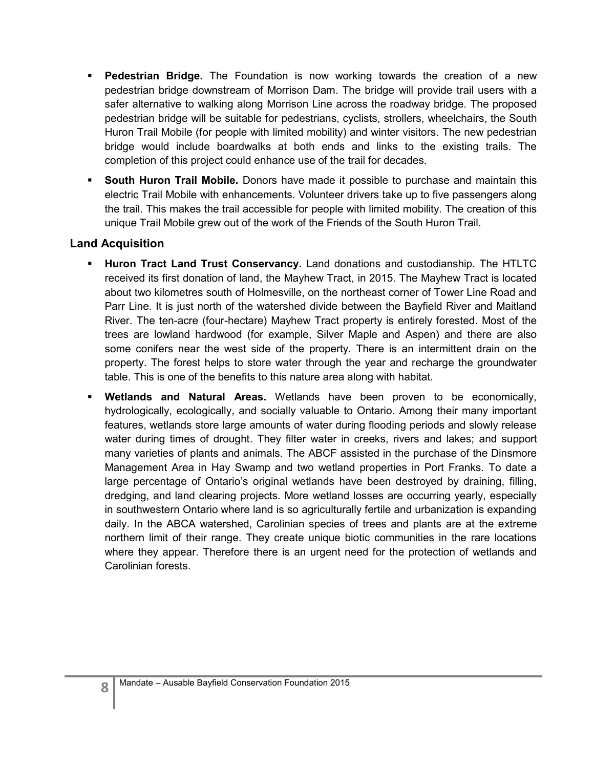- **Pedestrian Bridge.** The Foundation is now working towards the creation of a new pedestrian bridge downstream of Morrison Dam. The bridge will provide trail users with a safer alternative to walking along Morrison Line across the roadway bridge. The proposed pedestrian bridge will be suitable for pedestrians, cyclists, strollers, wheelchairs, the South Huron Trail Mobile (for people with limited mobility) and winter visitors. The new pedestrian bridge would include boardwalks at both ends and links to the existing trails. The completion of this project could enhance use of the trail for decades.
- **South Huron Trail Mobile.** Donors have made it possible to purchase and maintain this electric Trail Mobile with enhancements. Volunteer drivers take up to five passengers along the trail. This makes the trail accessible for people with limited mobility. The creation of this unique Trail Mobile grew out of the work of the Friends of the South Huron Trail.

## Land Acquisition

- **Huron Tract Land Trust Conservancy.** Land donations and custodianship. The HTLTC received its first donation of land, the Mayhew Tract, in 2015. The Mayhew Tract is located about two kilometres south of Holmesville, on the northeast corner of Tower Line Road and Parr Line. It is just north of the watershed divide between the Bayfield River and Maitland River. The ten-acre (four-hectare) Mayhew Tract property is entirely forested. Most of the trees are lowland hardwood (for example, Silver Maple and Aspen) and there are also some conifers near the west side of the property. There is an intermittent drain on the property. The forest helps to store water through the year and recharge the groundwater table. This is one of the benefits to this nature area along with habitat.
- **Wetlands and Natural Areas.** Wetlands have been proven to be economically, hydrologically, ecologically, and socially valuable to Ontario. Among their many important features, wetlands store large amounts of water during flooding periods and slowly release water during times of drought. They filter water in creeks, rivers and lakes; and support many varieties of plants and animals. The ABCF assisted in the purchase of the Dinsmore Management Area in Hay Swamp and two wetland properties in Port Franks. To date a large percentage of Ontario's original wetlands have been destroyed by draining, filling, dredging, and land clearing projects. More wetland losses are occurring yearly, especially in southwestern Ontario where land is so agriculturally fertile and urbanization is expanding daily. In the ABCA watershed, Carolinian species of trees and plants are at the extreme northern limit of their range. They create unique biotic communities in the rare locations where they appear. Therefore there is an urgent need for the protection of wetlands and Carolinian forests.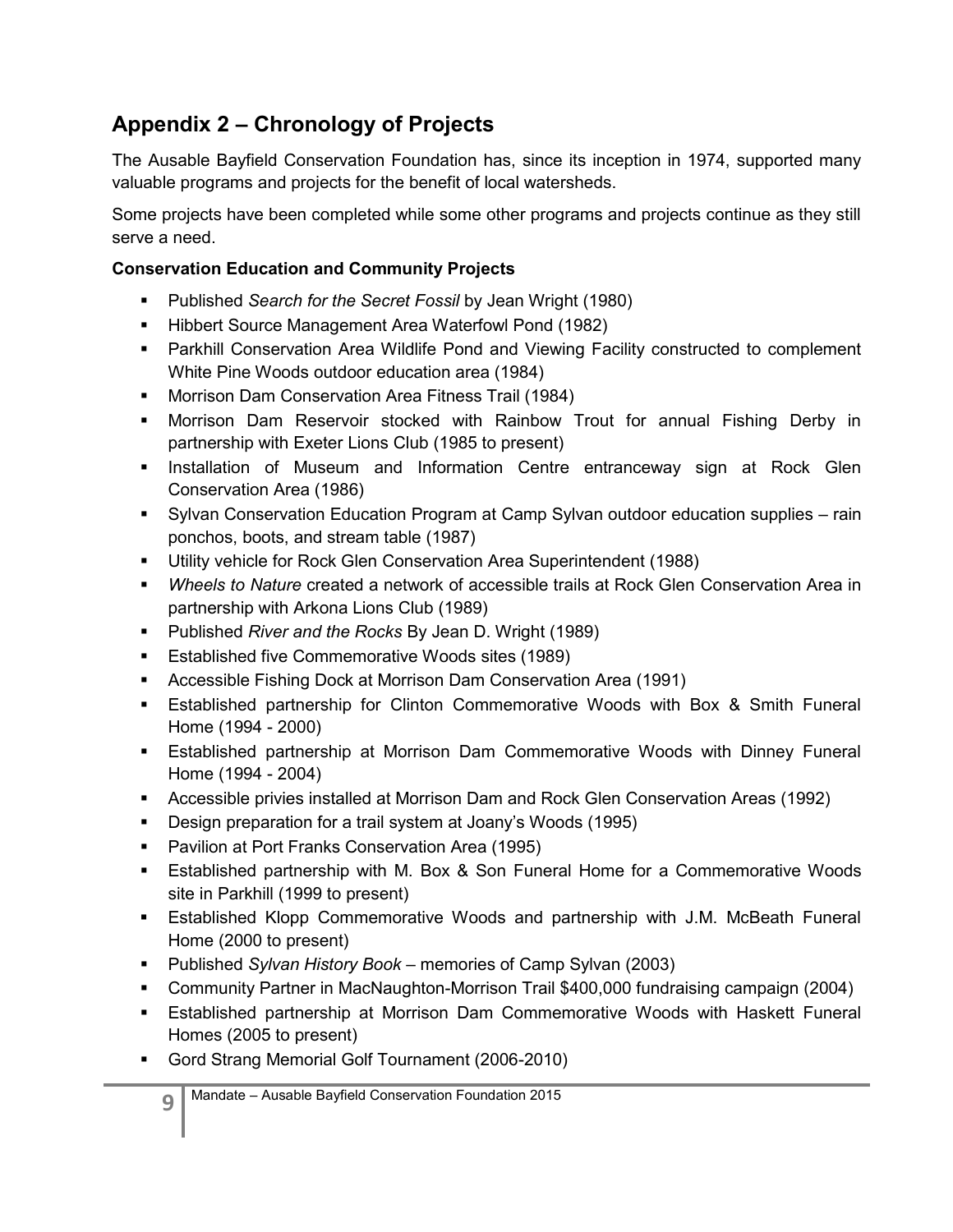## Appendix 2 – Chronology of Projects

The Ausable Bayfield Conservation Foundation has, since its inception in 1974, supported many valuable programs and projects for the benefit of local watersheds.

Some projects have been completed while some other programs and projects continue as they still serve a need.

**Conservation Education and Community Projects**

- Published *Search for the Secret Fossil* by Jean Wright (1980)
- Hibbert Source Management Area Waterfowl Pond (1982)
- Parkhill Conservation Area Wildlife Pond and Viewing Facility constructed to complement White Pine Woods outdoor education area (1984)
- Morrison Dam Conservation Area Fitness Trail (1984)
- Morrison Dam Reservoir stocked with Rainbow Trout for annual Fishing Derby in partnership with Exeter Lions Club (1985 to present)
- Installation of Museum and Information Centre entranceway sign at Rock Glen Conservation Area (1986)
- Sylvan Conservation Education Program at Camp Sylvan outdoor education supplies – rain ponchos, boots, and stream table (1987)
- Utility vehicle for Rock Glen Conservation Area Superintendent (1988)
- *Wheels to Nature* created a network of accessible trails at Rock Glen Conservation Area in partnership with Arkona Lions Club (1989)
- Published *River and the Rocks* By Jean D. Wright (1989)
- Established five Commemorative Woods sites (1989)
- Accessible Fishing Dock at Morrison Dam Conservation Area (1991)
- Established partnership for Clinton Commemorative Woods with Box & Smith Funeral Home (1994 - 2000)
- Established partnership at Morrison Dam Commemorative Woods with Dinney Funeral Home (1994 - 2004)
- Accessible privies installed at Morrison Dam and Rock Glen Conservation Areas (1992)
- Design preparation for a trail system at Joany's Woods (1995)
- Pavilion at Port Franks Conservation Area (1995)
- Established partnership with M. Box & Son Funeral Home for a Commemorative Woods site in Parkhill (1999 to present)
- Established Klopp Commemorative Woods and partnership with J.M. McBeath Funeral Home (2000 to present)
- Published *Sylvan History Book* – memories of Camp Sylvan (2003)
- Community Partner in MacNaughton-Morrison Trail $400,000 fundraising campaign (2004)
- Established partnership at Morrison Dam Commemorative Woods with Haskett Funeral Homes (2005 to present)
- Gord Strang Memorial Golf Tournament (2006-2010)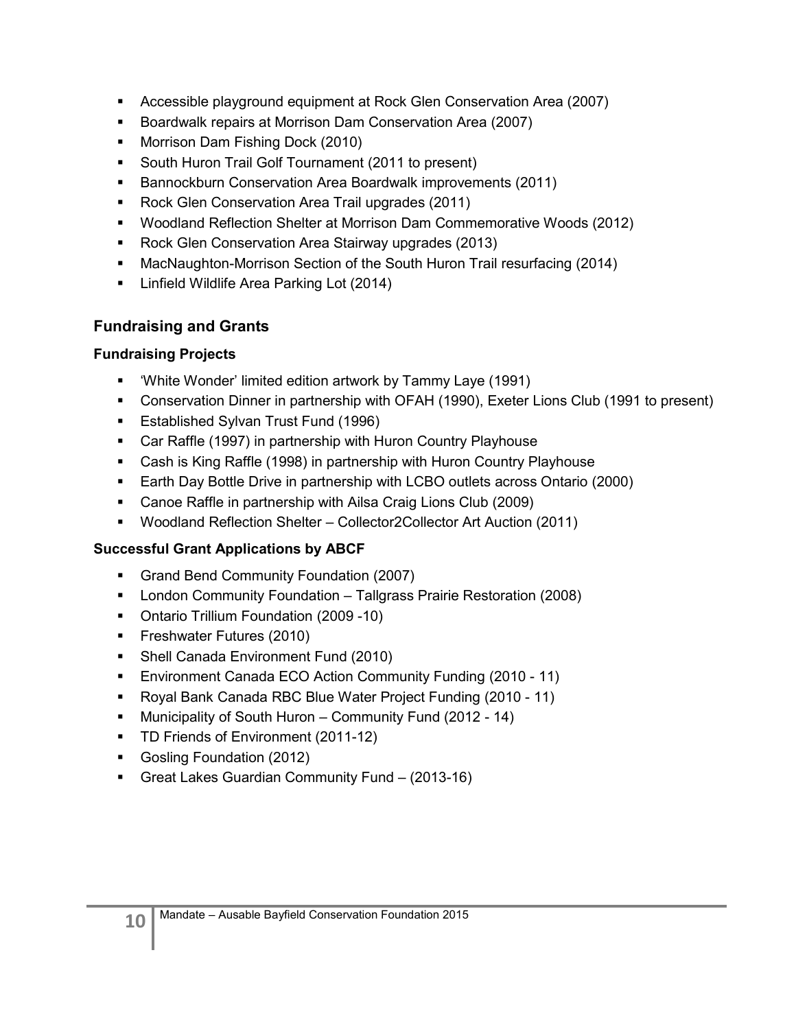- Accessible playground equipment at Rock Glen Conservation Area (2007)
- Boardwalk repairs at Morrison Dam Conservation Area (2007)
- Morrison Dam Fishing Dock (2010)
- South Huron Trail Golf Tournament (2011 to present)
- Bannockburn Conservation Area Boardwalk improvements (2011)
- Rock Glen Conservation Area Trail upgrades (2011)
- Woodland Reflection Shelter at Morrison Dam Commemorative Woods (2012)
- Rock Glen Conservation Area Stairway upgrades (2013)
- MacNaughton-Morrison Section of the South Huron Trail resurfacing (2014)
- Linfield Wildlife Area Parking Lot (2014)

## Fundraising and Grants

### Fundraising Projects

- 'White Wonder' limited edition artwork by Tammy Laye (1991)
- Conservation Dinner in partnership with OFAH (1990), Exeter Lions Club (1991 to present)
- Established Sylvan Trust Fund (1996)
- Car Raffle (1997) in partnership with Huron Country Playhouse
- Cash is King Raffle (1998) in partnership with Huron Country Playhouse
- Earth Day Bottle Drive in partnership with LCBO outlets across Ontario (2000)
- Canoe Raffle in partnership with Ailsa Craig Lions Club (2009)
- Woodland Reflection Shelter – Collector2Collector Art Auction (2011)

### Successful Grant Applications by ABCF

- Grand Bend Community Foundation (2007)
- London Community Foundation – Tallgrass Prairie Restoration (2008)
- Ontario Trillium Foundation (2009 -10)
- Freshwater Futures (2010)
- Shell Canada Environment Fund (2010)
- Environment Canada ECO Action Community Funding (2010 - 11)
- Royal Bank Canada RBC Blue Water Project Funding (2010 - 11)
- Municipality of South Huron – Community Fund (2012 - 14)
- TD Friends of Environment (2011-12)
- Gosling Foundation (2012)
- Great Lakes Guardian Community Fund – (2013-16)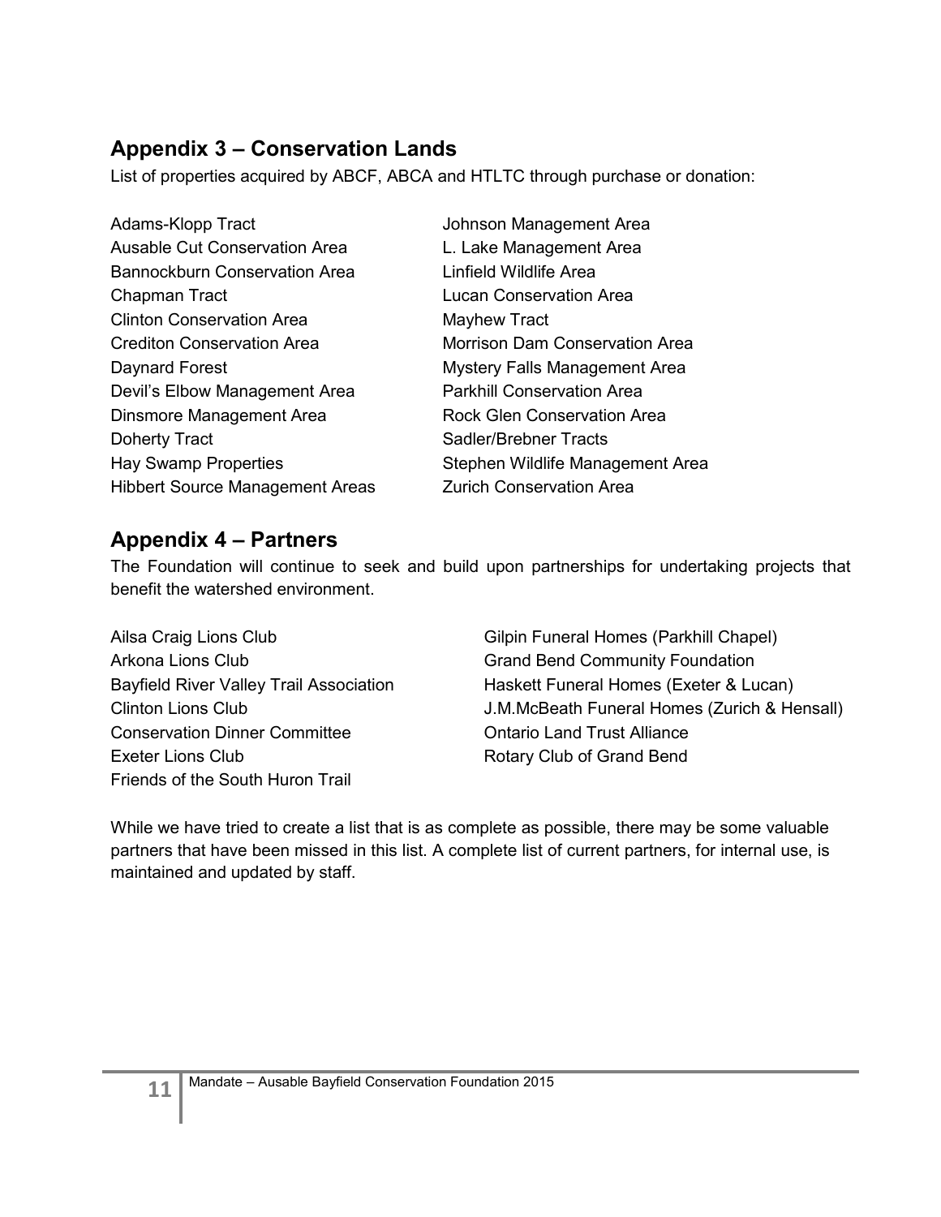## Appendix 3 – Conservation Lands

List of properties acquired by ABCF, ABCA and HTLTC through purchase or donation:

- Adams-Klopp Tract
- Ausable Cut Conservation Area
- Bannockburn Conservation Area
- Chapman Tract
- Clinton Conservation Area
- Crediton Conservation Area
- Daynard Forest
- Devil's Elbow Management Area
- Dinsmore Management Area
- Doherty Tract
- Hay Swamp Properties
- Hibbert Source Management Areas
- Johnson Management Area
- L. Lake Management Area
- Linfield Wildlife Area
- Lucan Conservation Area
- Mayhew Tract
- Morrison Dam Conservation Area
- Mystery Falls Management Area
- Parkhill Conservation Area
- Rock Glen Conservation Area
- Sadler/Brebner Tracts
- Stephen Wildlife Management Area
- Zurich Conservation Area

## Appendix 4 – Partners

The Foundation will continue to seek and build upon partnerships for undertaking projects that benefit the watershed environment.

- Ailsa Craig Lions Club
- Arkona Lions Club
- Bayfield River Valley Trail Association
- Clinton Lions Club
- Conservation Dinner Committee
- Exeter Lions Club
- Friends of the South Huron Trail
- Gilpin Funeral Homes (Parkhill Chapel)
- Grand Bend Community Foundation
- Haskett Funeral Homes (Exeter & Lucan)
- J.M.McBeath Funeral Homes (Zurich & Hensall)
- Ontario Land Trust Alliance
- Rotary Club of Grand Bend

While we have tried to create a list that is as complete as possible, there may be some valuable partners that have been missed in this list. A complete list of current partners, for internal use, is maintained and updated by staff.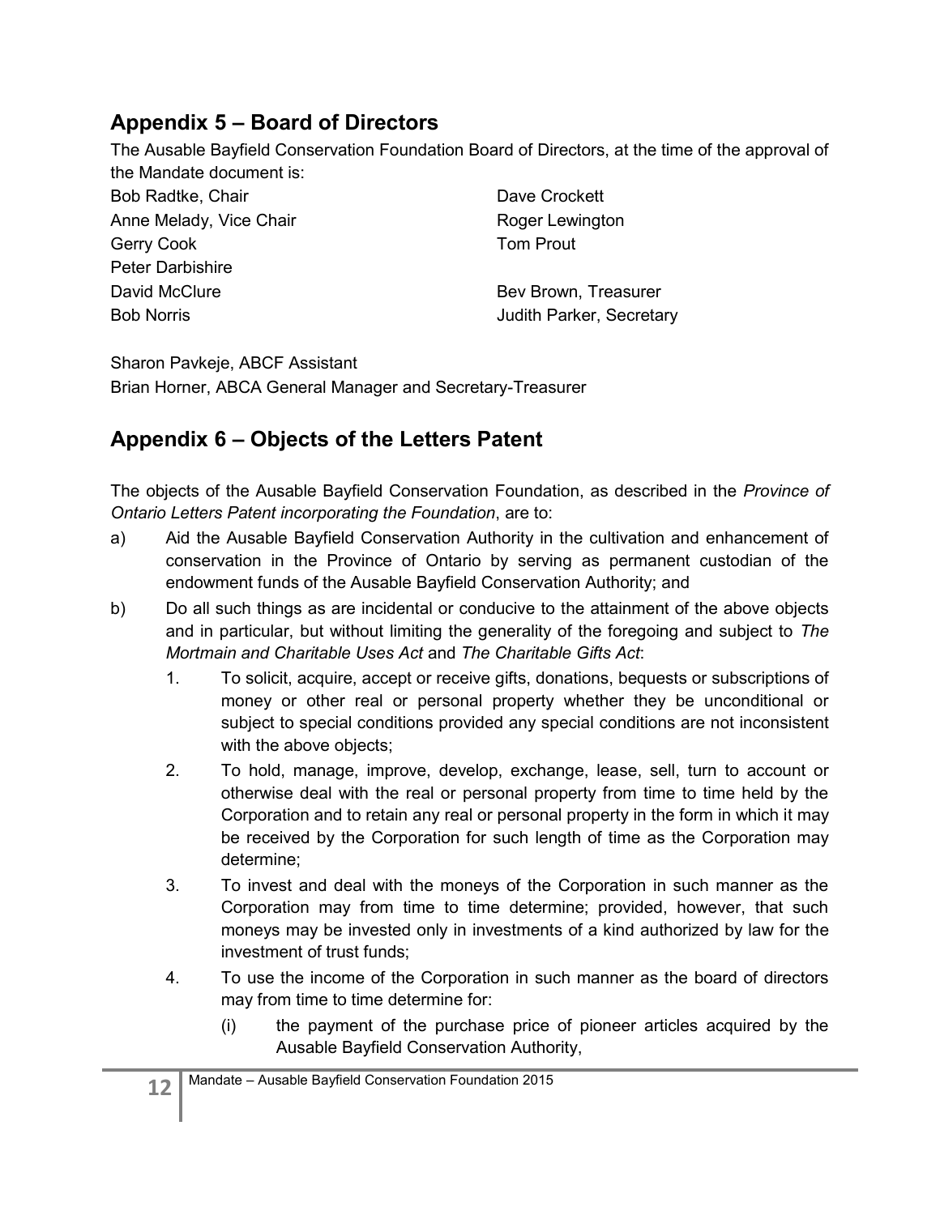## Appendix 5 – Board of Directors

The Ausable Bayfield Conservation Foundation Board of Directors, at the time of the approval of the Mandate document is:

Bob Radtke, Chair
Anne Melady, Vice Chair
Gerry Cook
Peter Darbishire
David McClure
Bob Norris

Dave Crockett
Roger Lewington
Tom Prout

Bev Brown, Treasurer
Judith Parker, Secretary

Sharon Pavkeje, ABCF Assistant
Brian Horner, ABCA General Manager and Secretary-Treasurer

## Appendix 6 – Objects of the Letters Patent

The objects of the Ausable Bayfield Conservation Foundation, as described in the *Province of Ontario Letters Patent incorporating the Foundation*, are to:

a) Aid the Ausable Bayfield Conservation Authority in the cultivation and enhancement of conservation in the Province of Ontario by serving as permanent custodian of the endowment funds of the Ausable Bayfield Conservation Authority; and

b) Do all such things as are incidental or conducive to the attainment of the above objects and in particular, but without limiting the generality of the foregoing and subject to *The Mortmain and Charitable Uses Act* and *The Charitable Gifts Act*:

   1. To solicit, acquire, accept or receive gifts, donations, bequests or subscriptions of money or other real or personal property whether they be unconditional or subject to special conditions provided any special conditions are not inconsistent with the above objects;
   2. To hold, manage, improve, develop, exchange, lease, sell, turn to account or otherwise deal with the real or personal property from time to time held by the Corporation and to retain any real or personal property in the form in which it may be received by the Corporation for such length of time as the Corporation may determine;
   3. To invest and deal with the moneys of the Corporation in such manner as the Corporation may from time to time determine; provided, however, that such moneys may be invested only in investments of a kind authorized by law for the investment of trust funds;
   4. To use the income of the Corporation in such manner as the board of directors may from time to time determine for:

      (i) the payment of the purchase price of pioneer articles acquired by the Ausable Bayfield Conservation Authority,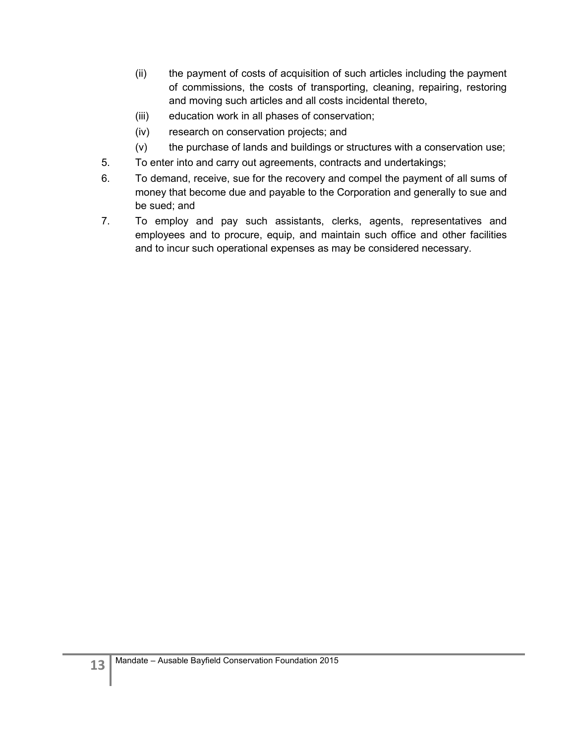(ii) the payment of costs of acquisition of such articles including the payment of commissions, the costs of transporting, cleaning, repairing, restoring and moving such articles and all costs incidental thereto,
   (iii) education work in all phases of conservation;
   (iv) research on conservation projects; and
   (v) the purchase of lands and buildings or structures with a conservation use;

5. To enter into and carry out agreements, contracts and undertakings;
6. To demand, receive, sue for the recovery and compel the payment of all sums of money that become due and payable to the Corporation and generally to sue and be sued; and
7. To employ and pay such assistants, clerks, agents, representatives and employees and to procure, equip, and maintain such office and other facilities and to incur such operational expenses as may be considered necessary.